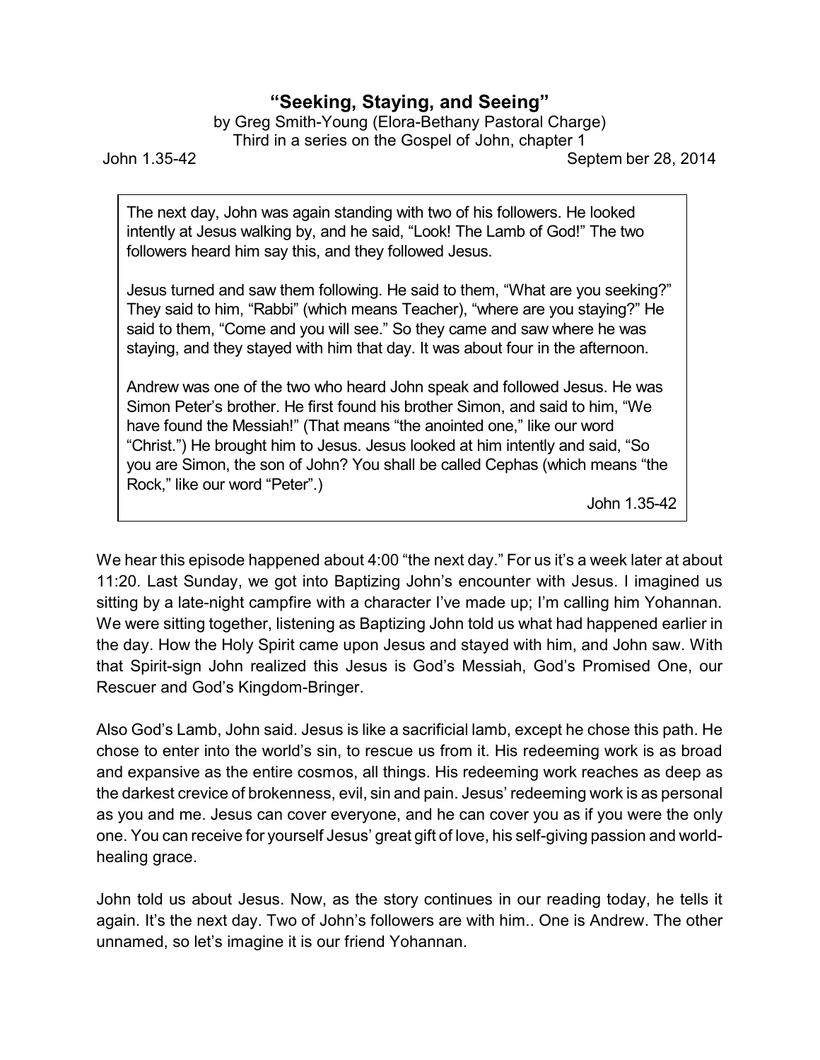# "Seeking, Staying, and Seeing"

by Greg Smith-Young (Elora-Bethany Pastoral Charge)
Third in a series on the Gospel of John, chapter 1

John 1.35-42 | Septem ber 28, 2014

> The next day, John was again standing with two of his followers. He looked intently at Jesus walking by, and he said, "Look! The Lamb of God!" The two followers heard him say this, and they followed Jesus.
>
> Jesus turned and saw them following. He said to them, "What are you seeking?" They said to him, "Rabbi" (which means Teacher), "where are you staying?" He said to them, "Come and you will see." So they came and saw where he was staying, and they stayed with him that day. It was about four in the afternoon.
>
> Andrew was one of the two who heard John speak and followed Jesus. He was Simon Peter's brother. He first found his brother Simon, and said to him, "We have found the Messiah!" (That means "the anointed one," like our word "Christ.") He brought him to Jesus. Jesus looked at him intently and said, "So you are Simon, the son of John? You shall be called Cephas (which means "the Rock," like our word "Peter".)
>
> John 1.35-42

We hear this episode happened about 4:00 "the next day." For us it's a week later at about 11:20. Last Sunday, we got into Baptizing John's encounter with Jesus. I imagined us sitting by a late-night campfire with a character I've made up; I'm calling him Yohannan. We were sitting together, listening as Baptizing John told us what had happened earlier in the day. How the Holy Spirit came upon Jesus and stayed with him, and John saw. With that Spirit-sign John realized this Jesus is God's Messiah, God's Promised One, our Rescuer and God's Kingdom-Bringer.

Also God's Lamb, John said. Jesus is like a sacrificial lamb, except he chose this path. He chose to enter into the world's sin, to rescue us from it. His redeeming work is as broad and expansive as the entire cosmos, all things. His redeeming work reaches as deep as the darkest crevice of brokenness, evil, sin and pain. Jesus' redeeming work is as personal as you and me. Jesus can cover everyone, and he can cover you as if you were the only one. You can receive for yourself Jesus' great gift of love, his self-giving passion and world-healing grace.

John told us about Jesus. Now, as the story continues in our reading today, he tells it again. It's the next day. Two of John's followers are with him.. One is Andrew. The other unnamed, so let's imagine it is our friend Yohannan.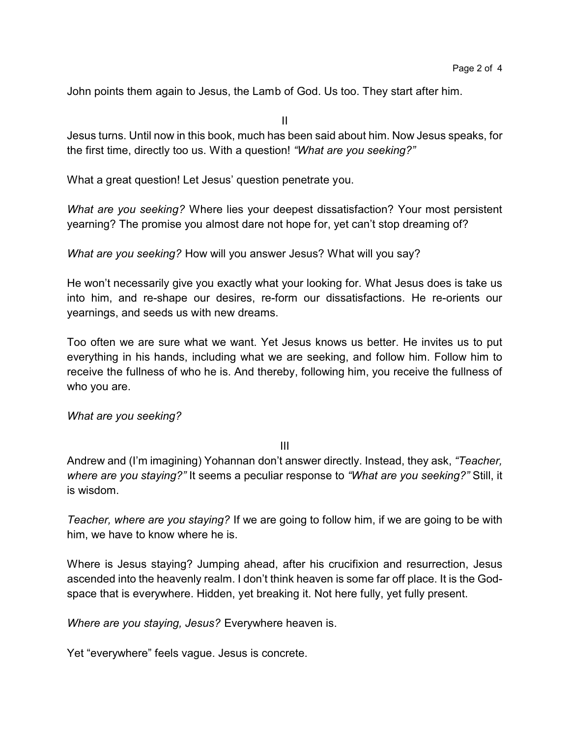John points them again to Jesus, the Lamb of God. Us too. They start after him.

II

Jesus turns. Until now in this book, much has been said about him. Now Jesus speaks, for the first time, directly too us. With a question! *"What are you seeking?"*

What a great question! Let Jesus' question penetrate you.

*What are you seeking?* Where lies your deepest dissatisfaction? Your most persistent yearning? The promise you almost dare not hope for, yet can't stop dreaming of?

*What are you seeking?* How will you answer Jesus? What will you say?

He won't necessarily give you exactly what your looking for. What Jesus does is take us into him, and re-shape our desires, re-form our dissatisfactions. He re-orients our yearnings, and seeds us with new dreams.

Too often we are sure what we want. Yet Jesus knows us better. He invites us to put everything in his hands, including what we are seeking, and follow him. Follow him to receive the fullness of who he is. And thereby, following him, you receive the fullness of who you are.

*What are you seeking?*

III

Andrew and (I'm imagining) Yohannan don't answer directly. Instead, they ask, *"Teacher, where are you staying?"* It seems a peculiar response to *"What are you seeking?"* Still, it is wisdom.

*Teacher, where are you staying?* If we are going to follow him, if we are going to be with him, we have to know where he is.

Where is Jesus staying? Jumping ahead, after his crucifixion and resurrection, Jesus ascended into the heavenly realm. I don't think heaven is some far off place. It is the God-space that is everywhere. Hidden, yet breaking it. Not here fully, yet fully present.

*Where are you staying, Jesus?* Everywhere heaven is.

Yet "everywhere" feels vague. Jesus is concrete.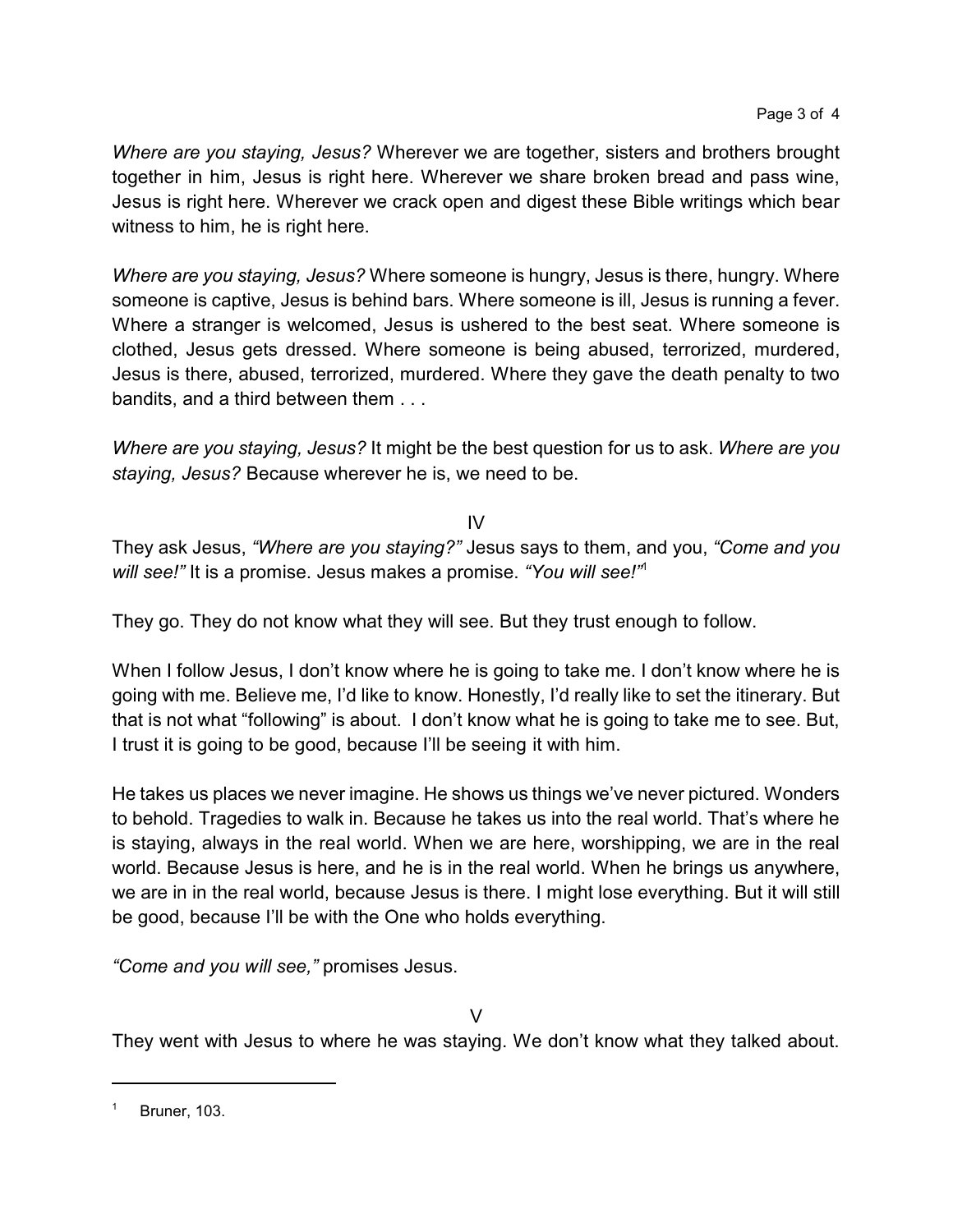*Where are you staying, Jesus?* Wherever we are together, sisters and brothers brought together in him, Jesus is right here. Wherever we share broken bread and pass wine, Jesus is right here. Wherever we crack open and digest these Bible writings which bear witness to him, he is right here.

*Where are you staying, Jesus?* Where someone is hungry, Jesus is there, hungry. Where someone is captive, Jesus is behind bars. Where someone is ill, Jesus is running a fever. Where a stranger is welcomed, Jesus is ushered to the best seat. Where someone is clothed, Jesus gets dressed. Where someone is being abused, terrorized, murdered, Jesus is there, abused, terrorized, murdered. Where they gave the death penalty to two bandits, and a third between them . . .

*Where are you staying, Jesus?* It might be the best question for us to ask. *Where are you staying, Jesus?* Because wherever he is, we need to be.

IV

They ask Jesus, *"Where are you staying?"* Jesus says to them, and you, *"Come and you will see!"* It is a promise. Jesus makes a promise. *"You will see!"*[1]

They go. They do not know what they will see. But they trust enough to follow.

When I follow Jesus, I don't know where he is going to take me. I don't know where he is going with me. Believe me, I'd like to know. Honestly, I'd really like to set the itinerary. But that is not what "following" is about. I don't know what he is going to take me to see. But, I trust it is going to be good, because I'll be seeing it with him.

He takes us places we never imagine. He shows us things we've never pictured. Wonders to behold. Tragedies to walk in. Because he takes us into the real world. That's where he is staying, always in the real world. When we are here, worshipping, we are in the real world. Because Jesus is here, and he is in the real world. When he brings us anywhere, we are in in the real world, because Jesus is there. I might lose everything. But it will still be good, because I'll be with the One who holds everything.

*"Come and you will see,"* promises Jesus.

V

They went with Jesus to where he was staying. We don't know what they talked about.

---

[1] Bruner, 103.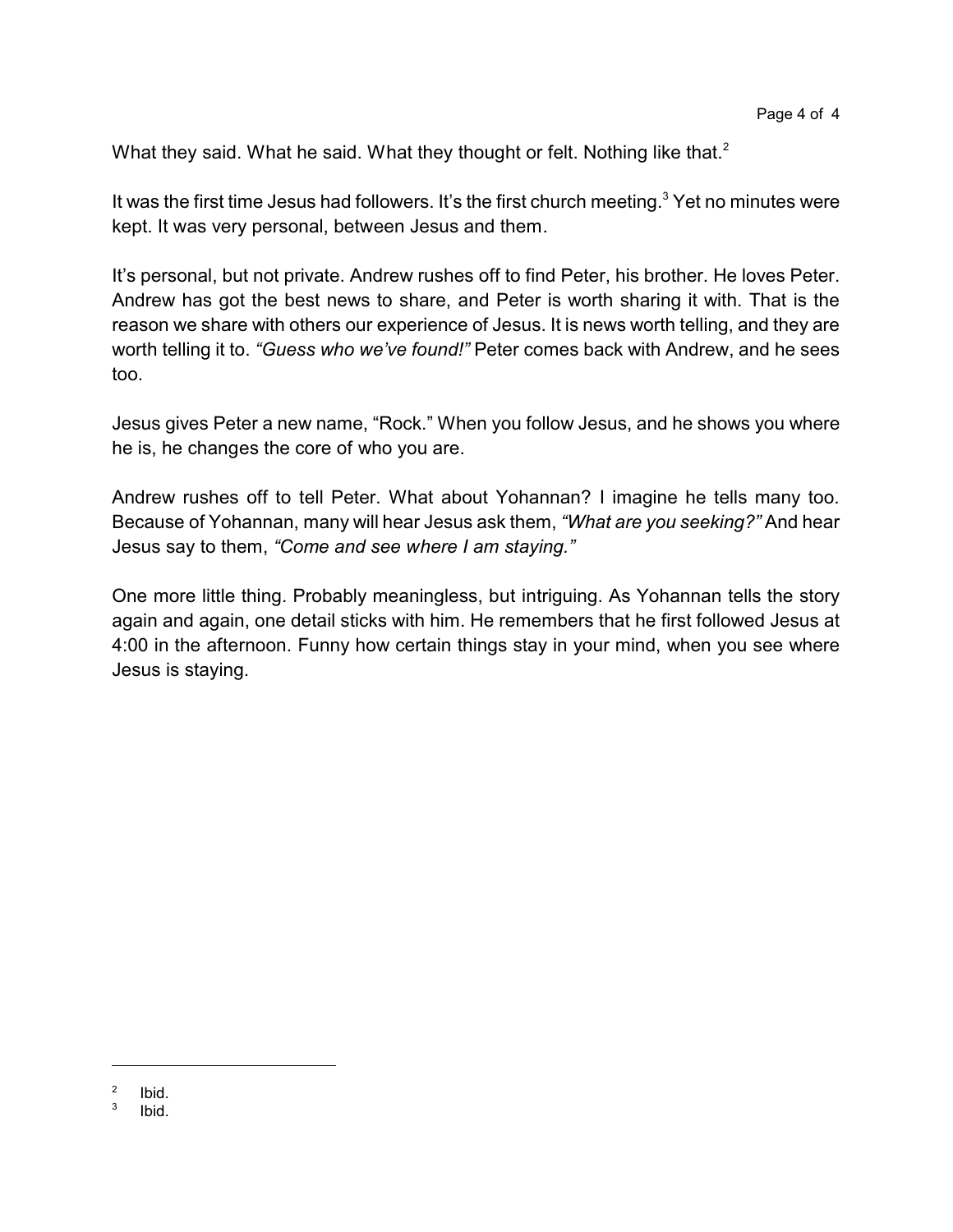What they said. What he said. What they thought or felt. Nothing like that.[2]

It was the first time Jesus had followers. It's the first church meeting.[3] Yet no minutes were kept. It was very personal, between Jesus and them.

It's personal, but not private. Andrew rushes off to find Peter, his brother. He loves Peter. Andrew has got the best news to share, and Peter is worth sharing it with. That is the reason we share with others our experience of Jesus. It is news worth telling, and they are worth telling it to. *"Guess who we've found!"* Peter comes back with Andrew, and he sees too.

Jesus gives Peter a new name, "Rock." When you follow Jesus, and he shows you where he is, he changes the core of who you are.

Andrew rushes off to tell Peter. What about Yohannan? I imagine he tells many too. Because of Yohannan, many will hear Jesus ask them, *"What are you seeking?"* And hear Jesus say to them, *"Come and see where I am staying."*

One more little thing. Probably meaningless, but intriguing. As Yohannan tells the story again and again, one detail sticks with him. He remembers that he first followed Jesus at 4:00 in the afternoon. Funny how certain things stay in your mind, when you see where Jesus is staying.

---

[2] Ibid.

[3] Ibid.